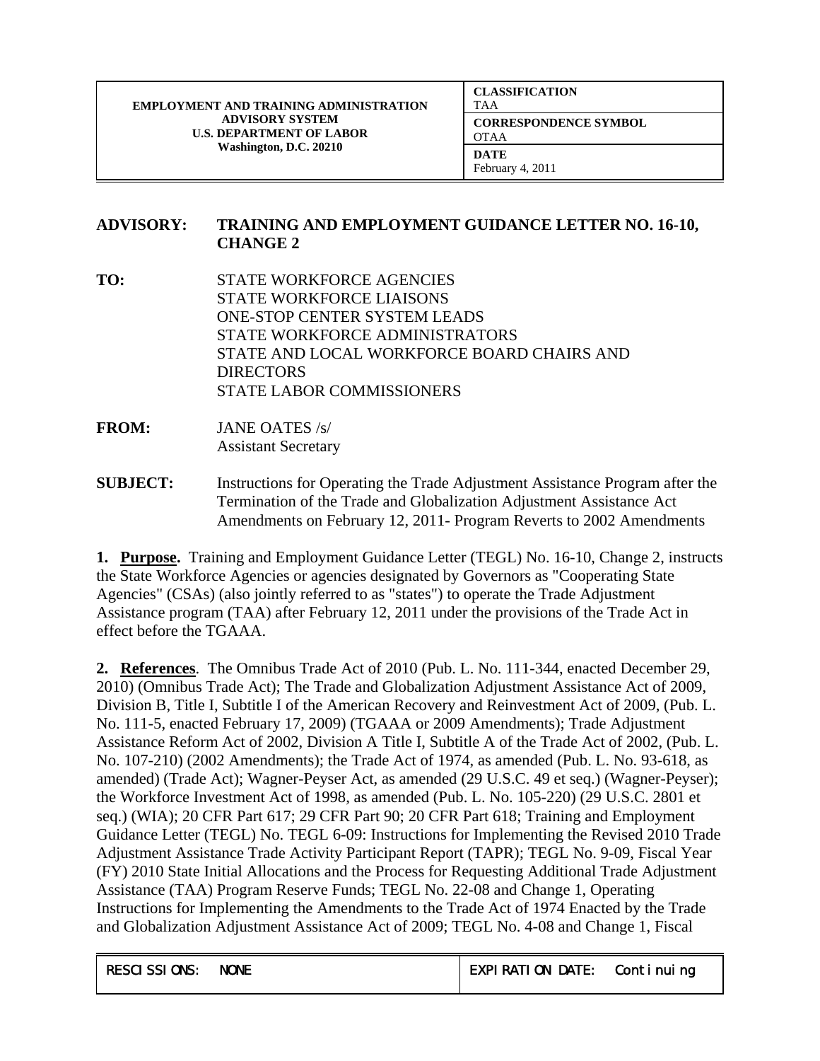| EMPLOYMENT AND TRAINING ADMINISTRATION ADVISORY SYSTEM U.S. DEPARTMENT OF LABOR Washington, D.C. 20210 | CLASSIFICATION TAA |
| --- | --- |
| | CORRESPONDENCE SYMBOL OTAA |
| | DATE February 4, 2011 |

**ADVISORY:** **TRAINING AND EMPLOYMENT GUIDANCE LETTER NO. 16-10, CHANGE 2**

**TO:** STATE WORKFORCE AGENCIES
STATE WORKFORCE LIAISONS
ONE-STOP CENTER SYSTEM LEADS
STATE WORKFORCE ADMINISTRATORS
STATE AND LOCAL WORKFORCE BOARD CHAIRS AND DIRECTORS
STATE LABOR COMMISSIONERS

**FROM:** JANE OATES /s/
Assistant Secretary

**SUBJECT:** Instructions for Operating the Trade Adjustment Assistance Program after the Termination of the Trade and Globalization Adjustment Assistance Act Amendments on February 12, 2011- Program Reverts to 2002 Amendments

**1. Purpose.** Training and Employment Guidance Letter (TEGL) No. 16-10, Change 2, instructs the State Workforce Agencies or agencies designated by Governors as "Cooperating State Agencies" (CSAs) (also jointly referred to as "states") to operate the Trade Adjustment Assistance program (TAA) after February 12, 2011 under the provisions of the Trade Act in effect before the TGAAA.

**2. References**. The Omnibus Trade Act of 2010 (Pub. L. No. 111-344, enacted December 29, 2010) (Omnibus Trade Act); The Trade and Globalization Adjustment Assistance Act of 2009, Division B, Title I, Subtitle I of the American Recovery and Reinvestment Act of 2009, (Pub. L. No. 111-5, enacted February 17, 2009) (TGAAA or 2009 Amendments); Trade Adjustment Assistance Reform Act of 2002, Division A Title I, Subtitle A of the Trade Act of 2002, (Pub. L. No. 107-210) (2002 Amendments); the Trade Act of 1974, as amended (Pub. L. No. 93-618, as amended) (Trade Act); Wagner-Peyser Act, as amended (29 U.S.C. 49 et seq.) (Wagner-Peyser); the Workforce Investment Act of 1998, as amended (Pub. L. No. 105-220) (29 U.S.C. 2801 et seq.) (WIA); 20 CFR Part 617; 29 CFR Part 90; 20 CFR Part 618; Training and Employment Guidance Letter (TEGL) No. TEGL 6-09: Instructions for Implementing the Revised 2010 Trade Adjustment Assistance Trade Activity Participant Report (TAPR); TEGL No. 9-09, Fiscal Year (FY) 2010 State Initial Allocations and the Process for Requesting Additional Trade Adjustment Assistance (TAA) Program Reserve Funds; TEGL No. 22-08 and Change 1, Operating Instructions for Implementing the Amendments to the Trade Act of 1974 Enacted by the Trade and Globalization Adjustment Assistance Act of 2009; TEGL No. 4-08 and Change 1, Fiscal

| RESCISSIONS: NONE | EXPIRATION DATE: Continuing |
| --- | --- |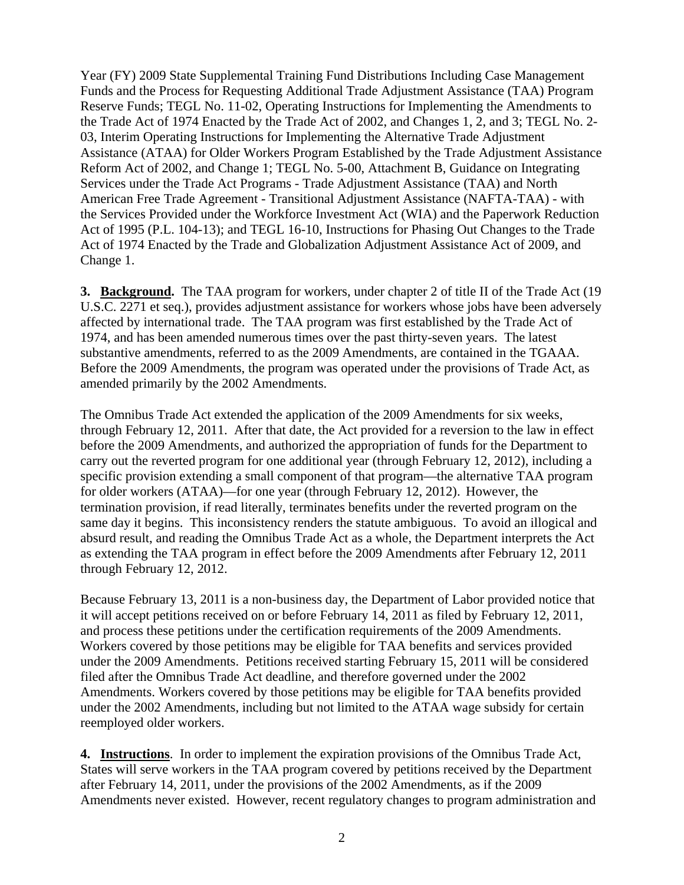Year (FY) 2009 State Supplemental Training Fund Distributions Including Case Management Funds and the Process for Requesting Additional Trade Adjustment Assistance (TAA) Program Reserve Funds; TEGL No. 11-02, Operating Instructions for Implementing the Amendments to the Trade Act of 1974 Enacted by the Trade Act of 2002, and Changes 1, 2, and 3; TEGL No. 2-03, Interim Operating Instructions for Implementing the Alternative Trade Adjustment Assistance (ATAA) for Older Workers Program Established by the Trade Adjustment Assistance Reform Act of 2002, and Change 1; TEGL No. 5-00, Attachment B, Guidance on Integrating Services under the Trade Act Programs - Trade Adjustment Assistance (TAA) and North American Free Trade Agreement - Transitional Adjustment Assistance (NAFTA-TAA) - with the Services Provided under the Workforce Investment Act (WIA) and the Paperwork Reduction Act of 1995 (P.L. 104-13); and TEGL 16-10, Instructions for Phasing Out Changes to the Trade Act of 1974 Enacted by the Trade and Globalization Adjustment Assistance Act of 2009, and Change 1.

**3. Background.** The TAA program for workers, under chapter 2 of title II of the Trade Act (19 U.S.C. 2271 et seq.), provides adjustment assistance for workers whose jobs have been adversely affected by international trade. The TAA program was first established by the Trade Act of 1974, and has been amended numerous times over the past thirty-seven years. The latest substantive amendments, referred to as the 2009 Amendments, are contained in the TGAAA. Before the 2009 Amendments, the program was operated under the provisions of Trade Act, as amended primarily by the 2002 Amendments.

The Omnibus Trade Act extended the application of the 2009 Amendments for six weeks, through February 12, 2011. After that date, the Act provided for a reversion to the law in effect before the 2009 Amendments, and authorized the appropriation of funds for the Department to carry out the reverted program for one additional year (through February 12, 2012), including a specific provision extending a small component of that program—the alternative TAA program for older workers (ATAA)—for one year (through February 12, 2012). However, the termination provision, if read literally, terminates benefits under the reverted program on the same day it begins. This inconsistency renders the statute ambiguous. To avoid an illogical and absurd result, and reading the Omnibus Trade Act as a whole, the Department interprets the Act as extending the TAA program in effect before the 2009 Amendments after February 12, 2011 through February 12, 2012.

Because February 13, 2011 is a non-business day, the Department of Labor provided notice that it will accept petitions received on or before February 14, 2011 as filed by February 12, 2011, and process these petitions under the certification requirements of the 2009 Amendments. Workers covered by those petitions may be eligible for TAA benefits and services provided under the 2009 Amendments. Petitions received starting February 15, 2011 will be considered filed after the Omnibus Trade Act deadline, and therefore governed under the 2002 Amendments. Workers covered by those petitions may be eligible for TAA benefits provided under the 2002 Amendments, including but not limited to the ATAA wage subsidy for certain reemployed older workers.

**4. Instructions**. In order to implement the expiration provisions of the Omnibus Trade Act, States will serve workers in the TAA program covered by petitions received by the Department after February 14, 2011, under the provisions of the 2002 Amendments, as if the 2009 Amendments never existed. However, recent regulatory changes to program administration and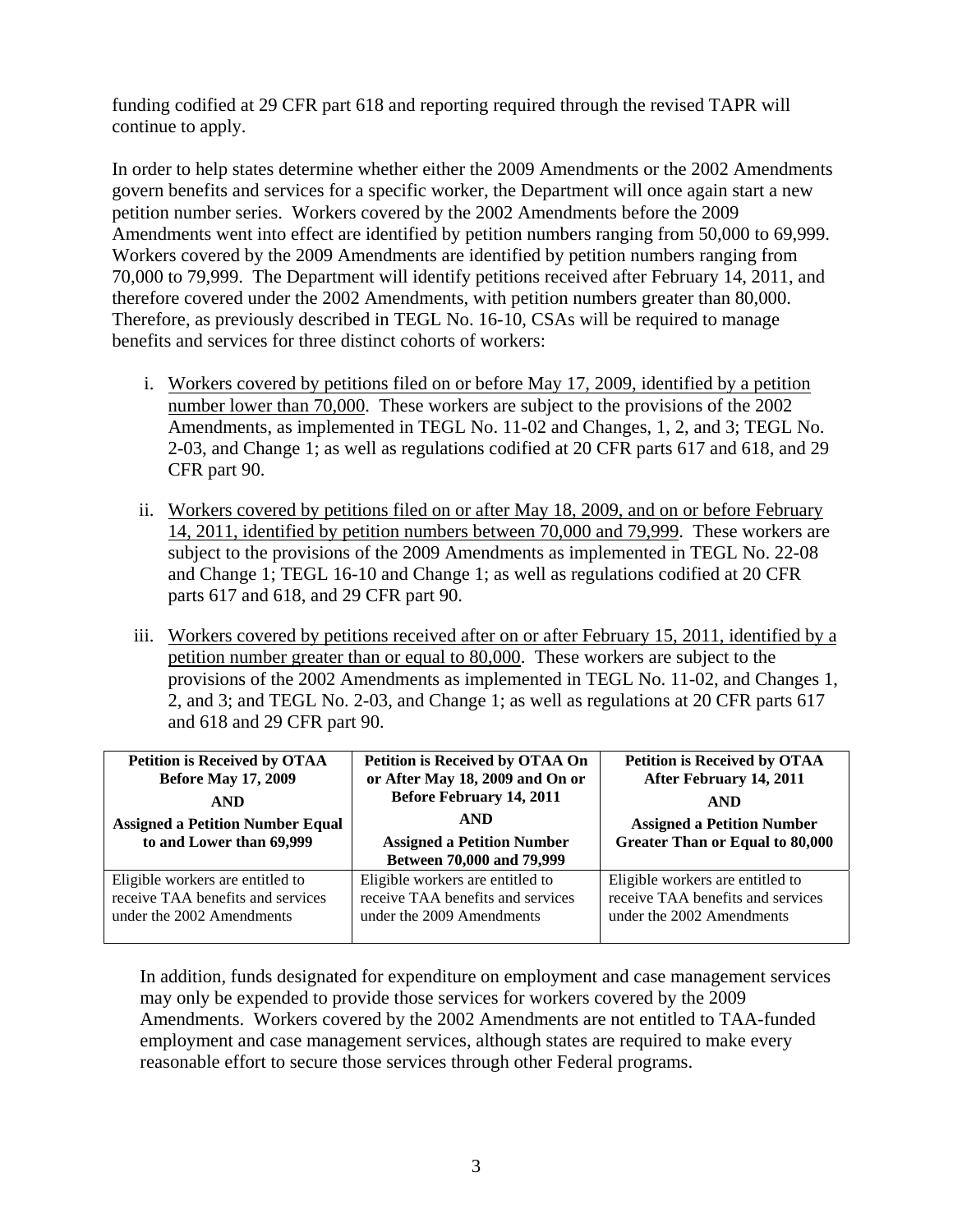funding codified at 29 CFR part 618 and reporting required through the revised TAPR will continue to apply.

In order to help states determine whether either the 2009 Amendments or the 2002 Amendments govern benefits and services for a specific worker, the Department will once again start a new petition number series. Workers covered by the 2002 Amendments before the 2009 Amendments went into effect are identified by petition numbers ranging from 50,000 to 69,999. Workers covered by the 2009 Amendments are identified by petition numbers ranging from 70,000 to 79,999. The Department will identify petitions received after February 14, 2011, and therefore covered under the 2002 Amendments, with petition numbers greater than 80,000. Therefore, as previously described in TEGL No. 16-10, CSAs will be required to manage benefits and services for three distinct cohorts of workers:

i. Workers covered by petitions filed on or before May 17, 2009, identified by a petition number lower than 70,000. These workers are subject to the provisions of the 2002 Amendments, as implemented in TEGL No. 11-02 and Changes, 1, 2, and 3; TEGL No. 2-03, and Change 1; as well as regulations codified at 20 CFR parts 617 and 618, and 29 CFR part 90.

ii. Workers covered by petitions filed on or after May 18, 2009, and on or before February 14, 2011, identified by petition numbers between 70,000 and 79,999. These workers are subject to the provisions of the 2009 Amendments as implemented in TEGL No. 22-08 and Change 1; TEGL 16-10 and Change 1; as well as regulations codified at 20 CFR parts 617 and 618, and 29 CFR part 90.

iii. Workers covered by petitions received after on or after February 15, 2011, identified by a petition number greater than or equal to 80,000. These workers are subject to the provisions of the 2002 Amendments as implemented in TEGL No. 11-02, and Changes 1, 2, and 3; and TEGL No. 2-03, and Change 1; as well as regulations at 20 CFR parts 617 and 618 and 29 CFR part 90.

| **Petition is Received by OTAA Before May 17, 2009 AND Assigned a Petition Number Equal to and Lower than 69,999** | **Petition is Received by OTAA On or After May 18, 2009 and On or Before February 14, 2011 AND Assigned a Petition Number Between 70,000 and 79,999** | **Petition is Received by OTAA After February 14, 2011 AND Assigned a Petition Number Greater Than or Equal to 80,000** |
|---|---|---|
| Eligible workers are entitled to receive TAA benefits and services under the 2002 Amendments | Eligible workers are entitled to receive TAA benefits and services under the 2009 Amendments | Eligible workers are entitled to receive TAA benefits and services under the 2002 Amendments |

In addition, funds designated for expenditure on employment and case management services may only be expended to provide those services for workers covered by the 2009 Amendments. Workers covered by the 2002 Amendments are not entitled to TAA-funded employment and case management services, although states are required to make every reasonable effort to secure those services through other Federal programs.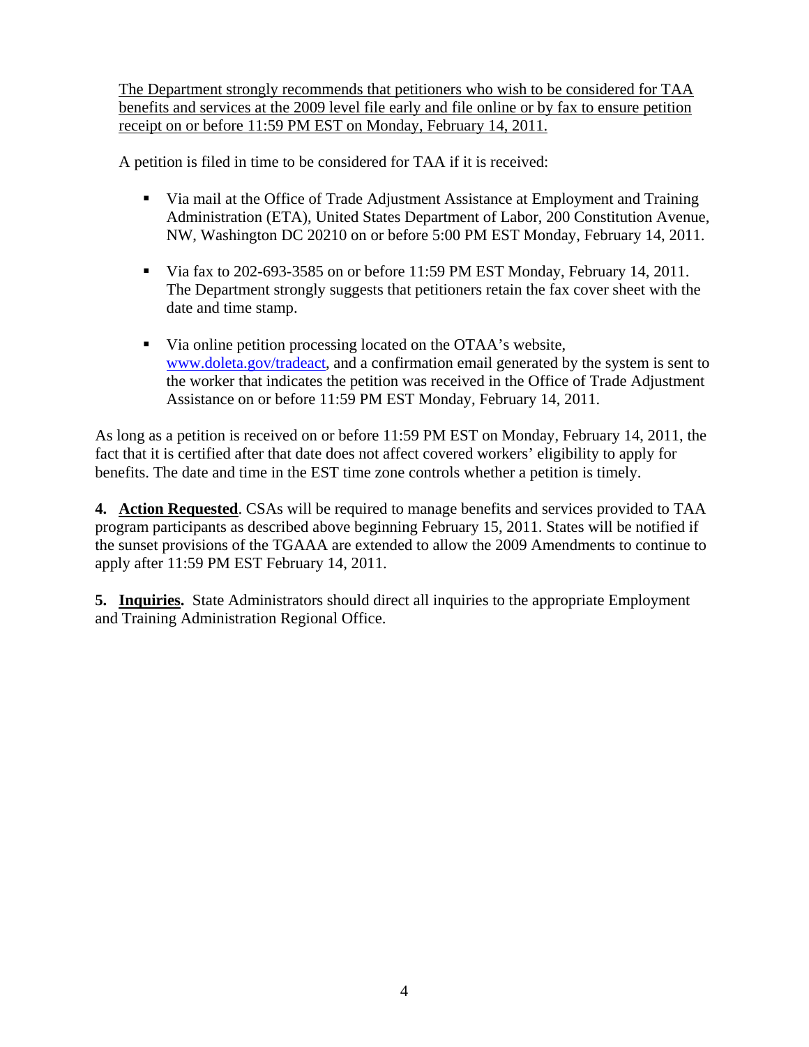<u>The Department strongly recommends that petitioners who wish to be considered for TAA benefits and services at the 2009 level file early and file online or by fax to ensure petition receipt on or before 11:59 PM EST on Monday, February 14, 2011.</u>

A petition is filed in time to be considered for TAA if it is received:

- Via mail at the Office of Trade Adjustment Assistance at Employment and Training Administration (ETA), United States Department of Labor, 200 Constitution Avenue, NW, Washington DC 20210 on or before 5:00 PM EST Monday, February 14, 2011.

- Via fax to 202-693-3585 on or before 11:59 PM EST Monday, February 14, 2011. The Department strongly suggests that petitioners retain the fax cover sheet with the date and time stamp.

- Via online petition processing located on the OTAA's website, [www.doleta.gov/tradeact](http://www.doleta.gov/tradeact), and a confirmation email generated by the system is sent to the worker that indicates the petition was received in the Office of Trade Adjustment Assistance on or before 11:59 PM EST Monday, February 14, 2011.

As long as a petition is received on or before 11:59 PM EST on Monday, February 14, 2011, the fact that it is certified after that date does not affect covered workers' eligibility to apply for benefits. The date and time in the EST time zone controls whether a petition is timely.

**4. <u>Action Requested</u>**. CSAs will be required to manage benefits and services provided to TAA program participants as described above beginning February 15, 2011. States will be notified if the sunset provisions of the TGAAA are extended to allow the 2009 Amendments to continue to apply after 11:59 PM EST February 14, 2011.

**5. <u>Inquiries</u>.** State Administrators should direct all inquiries to the appropriate Employment and Training Administration Regional Office.